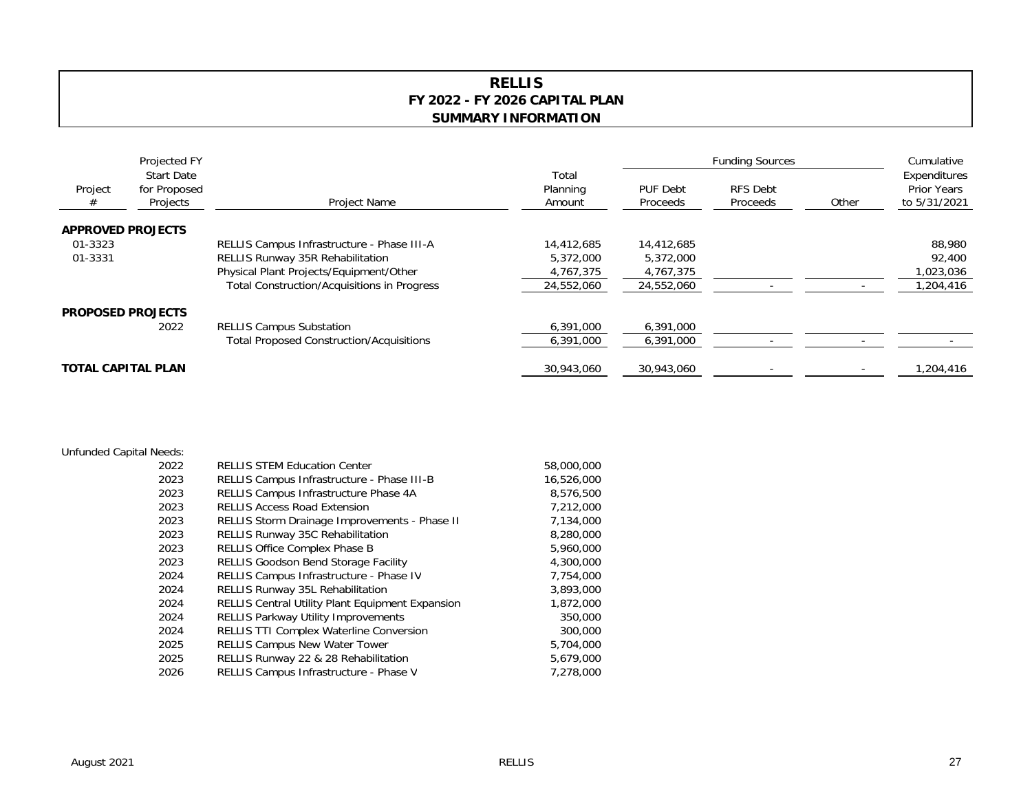# RELLIS
## FY 2022 - FY 2026 CAPITAL PLAN
### SUMMARY INFORMATION

| Project # | Projected FY Start Date for Proposed Projects | Project Name | Total Planning Amount | Funding Sources: PUF Debt Proceeds | Funding Sources: RFS Debt Proceeds | Funding Sources: Other | Cumulative Expenditures Prior Years to 5/31/2021 |
|---|---|---|---|---|---|---|---|
| **APPROVED PROJECTS** | | | | | | | |
| 01-3323 | | RELLIS Campus Infrastructure - Phase III-A | 14,412,685 | 14,412,685 | | | 88,980 |
| 01-3331 | | RELLIS Runway 35R Rehabilitation | 5,372,000 | 5,372,000 | | | 92,400 |
| | | Physical Plant Projects/Equipment/Other | 4,767,375 | 4,767,375 | | | 1,023,036 |
| | | Total Construction/Acquisitions in Progress | 24,552,060 | 24,552,060 | - | - | 1,204,416 |
| **PROPOSED PROJECTS** | | | | | | | |
| | 2022 | RELLIS Campus Substation | 6,391,000 | 6,391,000 | | | |
| | | Total Proposed Construction/Acquisitions | 6,391,000 | 6,391,000 | - | - | - |
| **TOTAL CAPITAL PLAN** | | | 30,943,060 | 30,943,060 | - | - | 1,204,416 |

Unfunded Capital Needs:

| Year | Project Name | Amount |
|---|---|---|
| 2022 | RELLIS STEM Education Center | 58,000,000 |
| 2023 | RELLIS Campus Infrastructure - Phase III-B | 16,526,000 |
| 2023 | RELLIS Campus Infrastructure Phase 4A | 8,576,500 |
| 2023 | RELLIS Access Road Extension | 7,212,000 |
| 2023 | RELLIS Storm Drainage Improvements - Phase II | 7,134,000 |
| 2023 | RELLIS Runway 35C Rehabilitation | 8,280,000 |
| 2023 | RELLIS Office Complex Phase B | 5,960,000 |
| 2023 | RELLIS Goodson Bend Storage Facility | 4,300,000 |
| 2024 | RELLIS Campus Infrastructure - Phase IV | 7,754,000 |
| 2024 | RELLIS Runway 35L Rehabilitation | 3,893,000 |
| 2024 | RELLIS Central Utility Plant Equipment Expansion | 1,872,000 |
| 2024 | RELLIS Parkway Utility Improvements | 350,000 |
| 2024 | RELLIS TTI Complex Waterline Conversion | 300,000 |
| 2025 | RELLIS Campus New Water Tower | 5,704,000 |
| 2025 | RELLIS Runway 22 & 28 Rehabilitation | 5,679,000 |
| 2026 | RELLIS Campus Infrastructure - Phase V | 7,278,000 |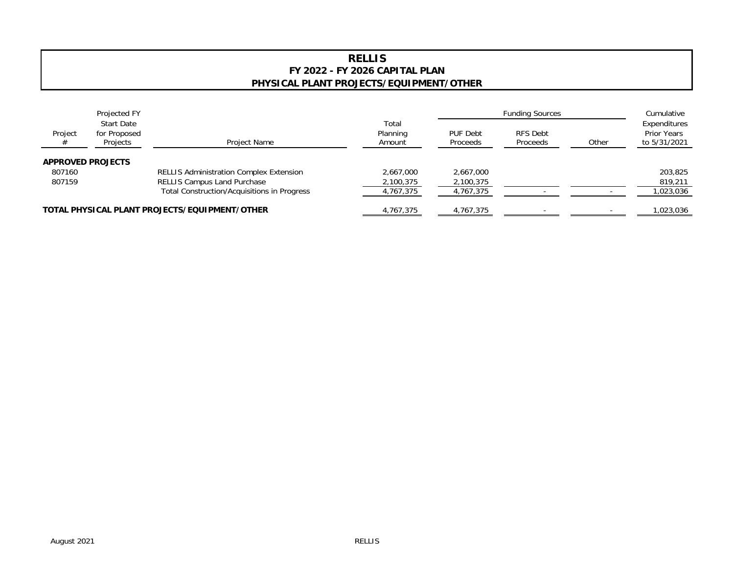# RELLIS
## FY 2022 - FY 2026 CAPITAL PLAN
## PHYSICAL PLANT PROJECTS/EQUIPMENT/OTHER

| Project # | Projected FY Start Date for Proposed Projects | Project Name | Total Planning Amount | Funding Sources | | | Cumulative Expenditures Prior Years to 5/31/2021 |
|---|---|---|---|---|---|---|---|
| | | | | PUF Debt Proceeds | RFS Debt Proceeds | Other | |
| **APPROVED PROJECTS** | | | | | | | |
| 807160 | | RELLIS Administration Complex Extension | 2,667,000 | 2,667,000 | | | 203,825 |
| 807159 | | RELLIS Campus Land Purchase | 2,100,375 | 2,100,375 | | | 819,211 |
| | | Total Construction/Acquisitions in Progress | 4,767,375 | 4,767,375 | - | - | 1,023,036 |
| **TOTAL PHYSICAL PLANT PROJECTS/EQUIPMENT/OTHER** | | | 4,767,375 | 4,767,375 | - | - | 1,023,036 |

August 2021

RELLIS